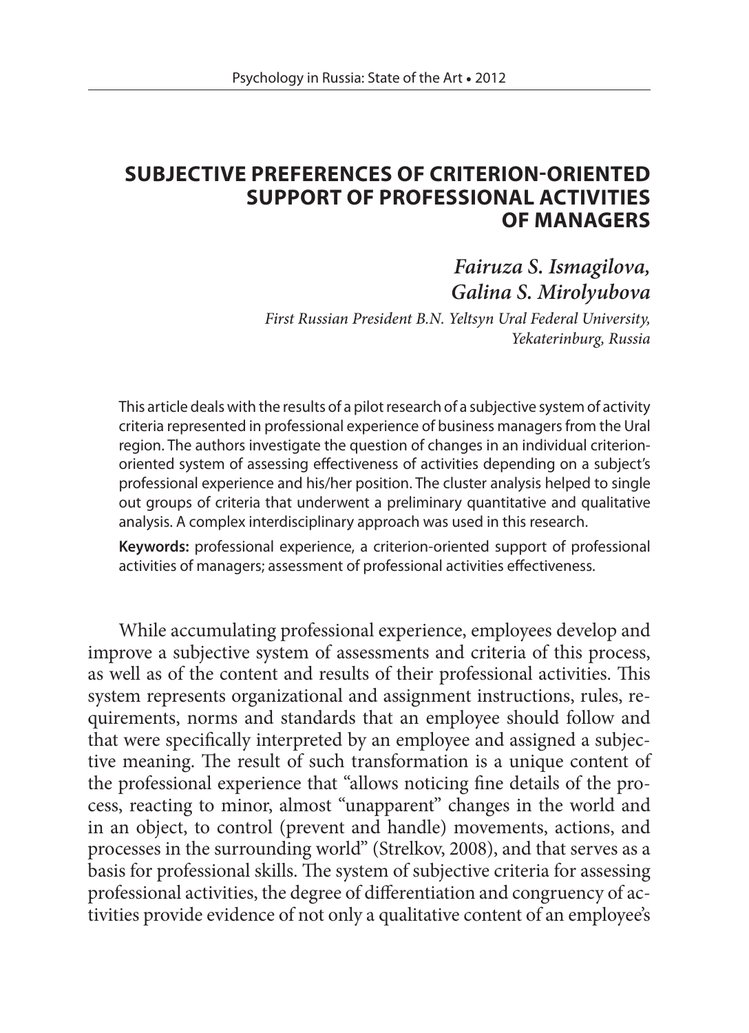# SUBJECTIVE PREFERENCES OF CRITERION-ORIENTED SUPPORT OF PROFESSIONAL ACTIVITIES OF MANAGERS

***Fairuza S. Ismagilova, Galina S. Mirolyubova***

*First Russian President B.N. Yeltsyn Ural Federal University, Yekaterinburg, Russia*

This article deals with the results of a pilot research of a subjective system of activity criteria represented in professional experience of business managers from the Ural region. The authors investigate the question of changes in an individual criterion-oriented system of assessing effectiveness of activities depending on a subject's professional experience and his/her position. The cluster analysis helped to single out groups of criteria that underwent a preliminary quantitative and qualitative analysis. A complex interdisciplinary approach was used in this research.

**Keywords:** professional experience, a criterion-oriented support of professional activities of managers; assessment of professional activities effectiveness.

While accumulating professional experience, employees develop and improve a subjective system of assessments and criteria of this process, as well as of the content and results of their professional activities. This system represents organizational and assignment instructions, rules, requirements, norms and standards that an employee should follow and that were specifically interpreted by an employee and assigned a subjective meaning. The result of such transformation is a unique content of the professional experience that "allows noticing fine details of the process, reacting to minor, almost "unapparent" changes in the world and in an object, to control (prevent and handle) movements, actions, and processes in the surrounding world" (Strelkov, 2008), and that serves as a basis for professional skills. The system of subjective criteria for assessing professional activities, the degree of differentiation and congruency of activities provide evidence of not only a qualitative content of an employee's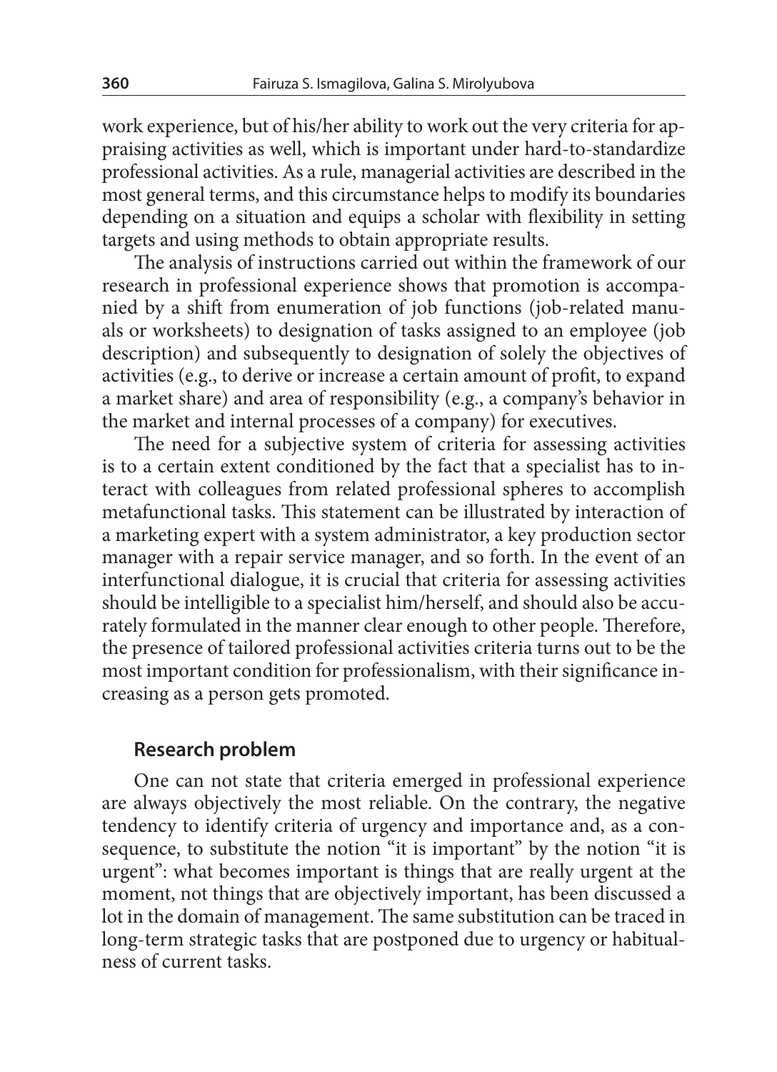work experience, but of his/her ability to work out the very criteria for appraising activities as well, which is important under hard-to-standardize professional activities. As a rule, managerial activities are described in the most general terms, and this circumstance helps to modify its boundaries depending on a situation and equips a scholar with flexibility in setting targets and using methods to obtain appropriate results.

The analysis of instructions carried out within the framework of our research in professional experience shows that promotion is accompanied by a shift from enumeration of job functions (job-related manuals or worksheets) to designation of tasks assigned to an employee (job description) and subsequently to designation of solely the objectives of activities (e.g., to derive or increase a certain amount of profit, to expand a market share) and area of responsibility (e.g., a company's behavior in the market and internal processes of a company) for executives.

The need for a subjective system of criteria for assessing activities is to a certain extent conditioned by the fact that a specialist has to interact with colleagues from related professional spheres to accomplish metafunctional tasks. This statement can be illustrated by interaction of a marketing expert with a system administrator, a key production sector manager with a repair service manager, and so forth. In the event of an interfunctional dialogue, it is crucial that criteria for assessing activities should be intelligible to a specialist him/herself, and should also be accurately formulated in the manner clear enough to other people. Therefore, the presence of tailored professional activities criteria turns out to be the most important condition for professionalism, with their significance increasing as a person gets promoted.

## Research problem

One can not state that criteria emerged in professional experience are always objectively the most reliable. On the contrary, the negative tendency to identify criteria of urgency and importance and, as a consequence, to substitute the notion "it is important" by the notion "it is urgent": what becomes important is things that are really urgent at the moment, not things that are objectively important, has been discussed a lot in the domain of management. The same substitution can be traced in long-term strategic tasks that are postponed due to urgency or habitualness of current tasks.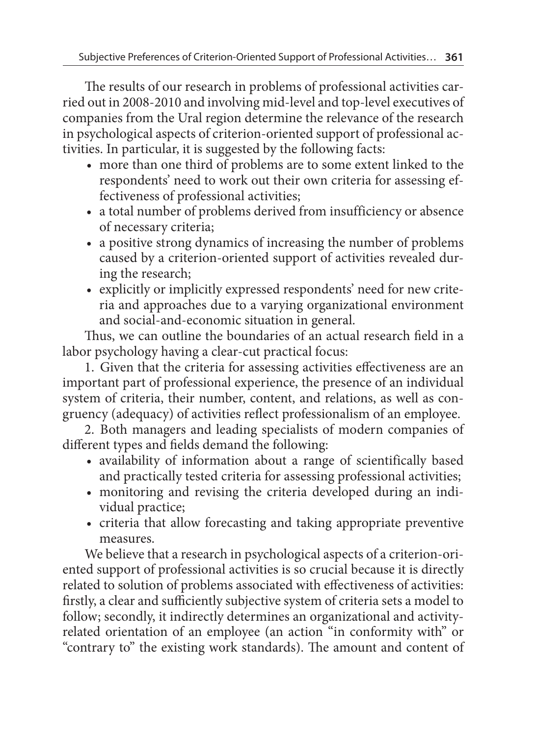The results of our research in problems of professional activities carried out in 2008-2010 and involving mid-level and top-level executives of companies from the Ural region determine the relevance of the research in psychological aspects of criterion-oriented support of professional activities. In particular, it is suggested by the following facts:

- more than one third of problems are to some extent linked to the respondents' need to work out their own criteria for assessing effectiveness of professional activities;
- a total number of problems derived from insufficiency or absence of necessary criteria;
- a positive strong dynamics of increasing the number of problems caused by a criterion-oriented support of activities revealed during the research;
- explicitly or implicitly expressed respondents' need for new criteria and approaches due to a varying organizational environment and social-and-economic situation in general.

Thus, we can outline the boundaries of an actual research field in a labor psychology having a clear-cut practical focus:

1. Given that the criteria for assessing activities effectiveness are an important part of professional experience, the presence of an individual system of criteria, their number, content, and relations, as well as congruency (adequacy) of activities reflect professionalism of an employee.

2. Both managers and leading specialists of modern companies of different types and fields demand the following:

- availability of information about a range of scientifically based and practically tested criteria for assessing professional activities;
- monitoring and revising the criteria developed during an individual practice;
- criteria that allow forecasting and taking appropriate preventive measures.

We believe that a research in psychological aspects of a criterion-oriented support of professional activities is so crucial because it is directly related to solution of problems associated with effectiveness of activities: firstly, a clear and sufficiently subjective system of criteria sets a model to follow; secondly, it indirectly determines an organizational and activity-related orientation of an employee (an action "in conformity with" or "contrary to" the existing work standards). The amount and content of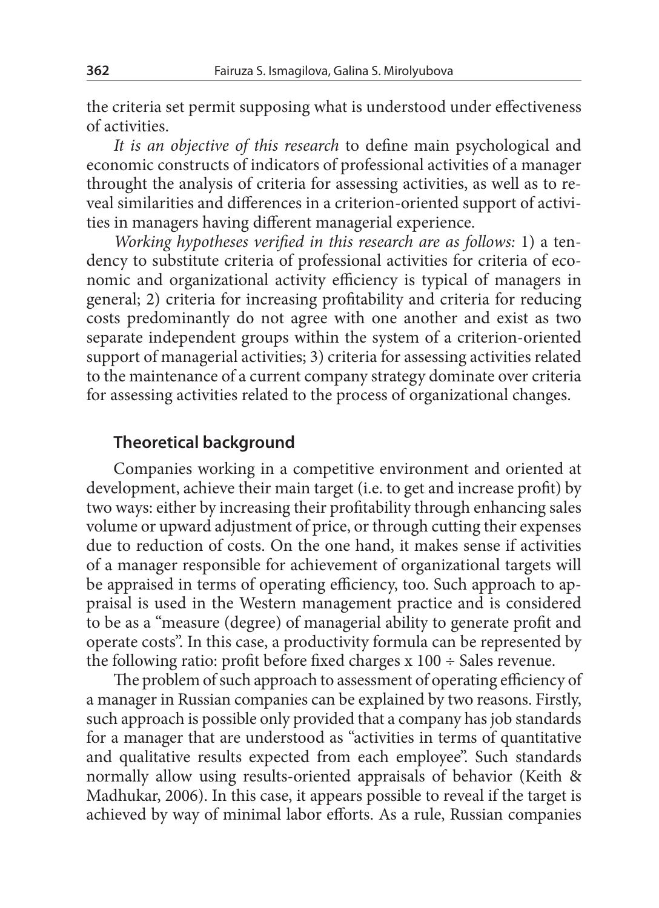the criteria set permit supposing what is understood under effectiveness of activities.

*It is an objective of this research* to define main psychological and economic constructs of indicators of professional activities of a manager throught the analysis of criteria for assessing activities, as well as to reveal similarities and differences in a criterion-oriented support of activities in managers having different managerial experience.

*Working hypotheses verified in this research are as follows:* 1) a tendency to substitute criteria of professional activities for criteria of economic and organizational activity efficiency is typical of managers in general; 2) criteria for increasing profitability and criteria for reducing costs predominantly do not agree with one another and exist as two separate independent groups within the system of a criterion-oriented support of managerial activities; 3) criteria for assessing activities related to the maintenance of a current company strategy dominate over criteria for assessing activities related to the process of organizational changes.

## Theoretical background

Companies working in a competitive environment and oriented at development, achieve their main target (i.e. to get and increase profit) by two ways: either by increasing their profitability through enhancing sales volume or upward adjustment of price, or through cutting their expenses due to reduction of costs. On the one hand, it makes sense if activities of a manager responsible for achievement of organizational targets will be appraised in terms of operating efficiency, too. Such approach to appraisal is used in the Western management practice and is considered to be as a "measure (degree) of managerial ability to generate profit and operate costs". In this case, a productivity formula can be represented by the following ratio: profit before fixed charges x 100 ÷ Sales revenue.

The problem of such approach to assessment of operating efficiency of a manager in Russian companies can be explained by two reasons. Firstly, such approach is possible only provided that a company has job standards for a manager that are understood as "activities in terms of quantitative and qualitative results expected from each employee". Such standards normally allow using results-oriented appraisals of behavior (Keith & Madhukar, 2006). In this case, it appears possible to reveal if the target is achieved by way of minimal labor efforts. As a rule, Russian companies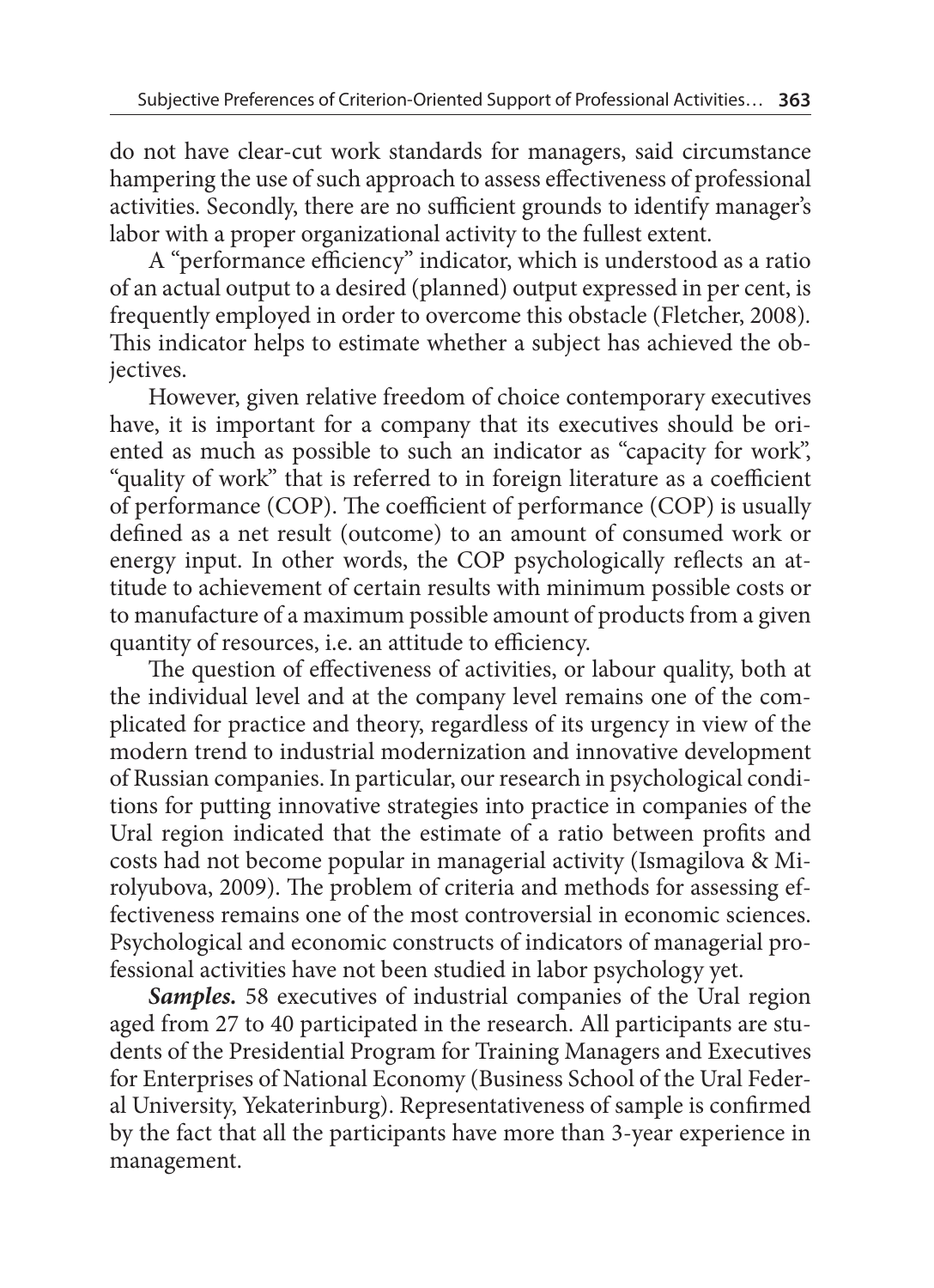do not have clear-cut work standards for managers, said circumstance hampering the use of such approach to assess effectiveness of professional activities. Secondly, there are no sufficient grounds to identify manager's labor with a proper organizational activity to the fullest extent.

A "performance efficiency" indicator, which is understood as a ratio of an actual output to a desired (planned) output expressed in per cent, is frequently employed in order to overcome this obstacle (Fletcher, 2008). This indicator helps to estimate whether a subject has achieved the objectives.

However, given relative freedom of choice contemporary executives have, it is important for a company that its executives should be oriented as much as possible to such an indicator as "capacity for work", "quality of work" that is referred to in foreign literature as a coefficient of performance (COP). The coefficient of performance (COP) is usually defined as a net result (outcome) to an amount of consumed work or energy input. In other words, the COP psychologically reflects an attitude to achievement of certain results with minimum possible costs or to manufacture of a maximum possible amount of products from a given quantity of resources, i.e. an attitude to efficiency.

The question of effectiveness of activities, or labour quality, both at the individual level and at the company level remains one of the complicated for practice and theory, regardless of its urgency in view of the modern trend to industrial modernization and innovative development of Russian companies. In particular, our research in psychological conditions for putting innovative strategies into practice in companies of the Ural region indicated that the estimate of a ratio between profits and costs had not become popular in managerial activity (Ismagilova & Mirolyubova, 2009). The problem of criteria and methods for assessing effectiveness remains one of the most controversial in economic sciences. Psychological and economic constructs of indicators of managerial professional activities have not been studied in labor psychology yet.

***Samples.*** 58 executives of industrial companies of the Ural region aged from 27 to 40 participated in the research. All participants are students of the Presidential Program for Training Managers and Executives for Enterprises of National Economy (Business School of the Ural Federal University, Yekaterinburg). Representativeness of sample is confirmed by the fact that all the participants have more than 3-year experience in management.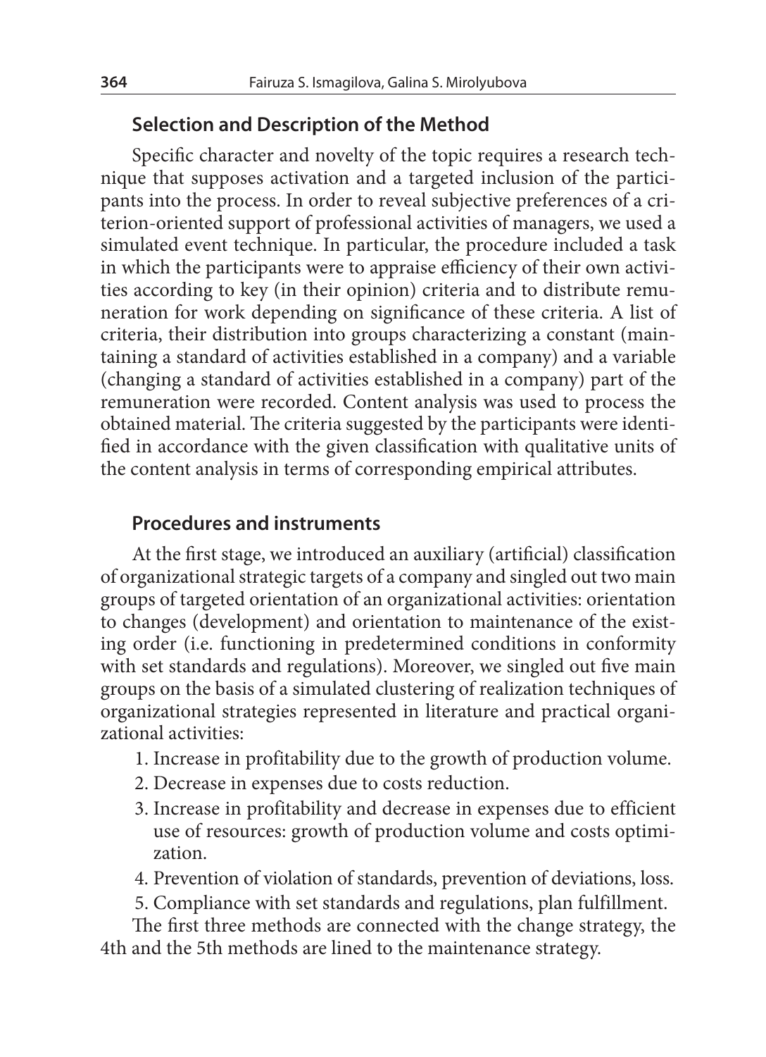## Selection and Description of the Method

Specific character and novelty of the topic requires a research technique that supposes activation and a targeted inclusion of the participants into the process. In order to reveal subjective preferences of a criterion-oriented support of professional activities of managers, we used a simulated event technique. In particular, the procedure included a task in which the participants were to appraise efficiency of their own activities according to key (in their opinion) criteria and to distribute remuneration for work depending on significance of these criteria. A list of criteria, their distribution into groups characterizing a constant (maintaining a standard of activities established in a company) and a variable (changing a standard of activities established in a company) part of the remuneration were recorded. Content analysis was used to process the obtained material. The criteria suggested by the participants were identified in accordance with the given classification with qualitative units of the content analysis in terms of corresponding empirical attributes.

## Procedures and instruments

At the first stage, we introduced an auxiliary (artificial) classification of organizational strategic targets of a company and singled out two main groups of targeted orientation of an organizational activities: orientation to changes (development) and orientation to maintenance of the existing order (i.e. functioning in predetermined conditions in conformity with set standards and regulations). Moreover, we singled out five main groups on the basis of a simulated clustering of realization techniques of organizational strategies represented in literature and practical organizational activities:

1. Increase in profitability due to the growth of production volume.
2. Decrease in expenses due to costs reduction.
3. Increase in profitability and decrease in expenses due to efficient use of resources: growth of production volume and costs optimization.
4. Prevention of violation of standards, prevention of deviations, loss.
5. Compliance with set standards and regulations, plan fulfillment.

The first three methods are connected with the change strategy, the 4th and the 5th methods are lined to the maintenance strategy.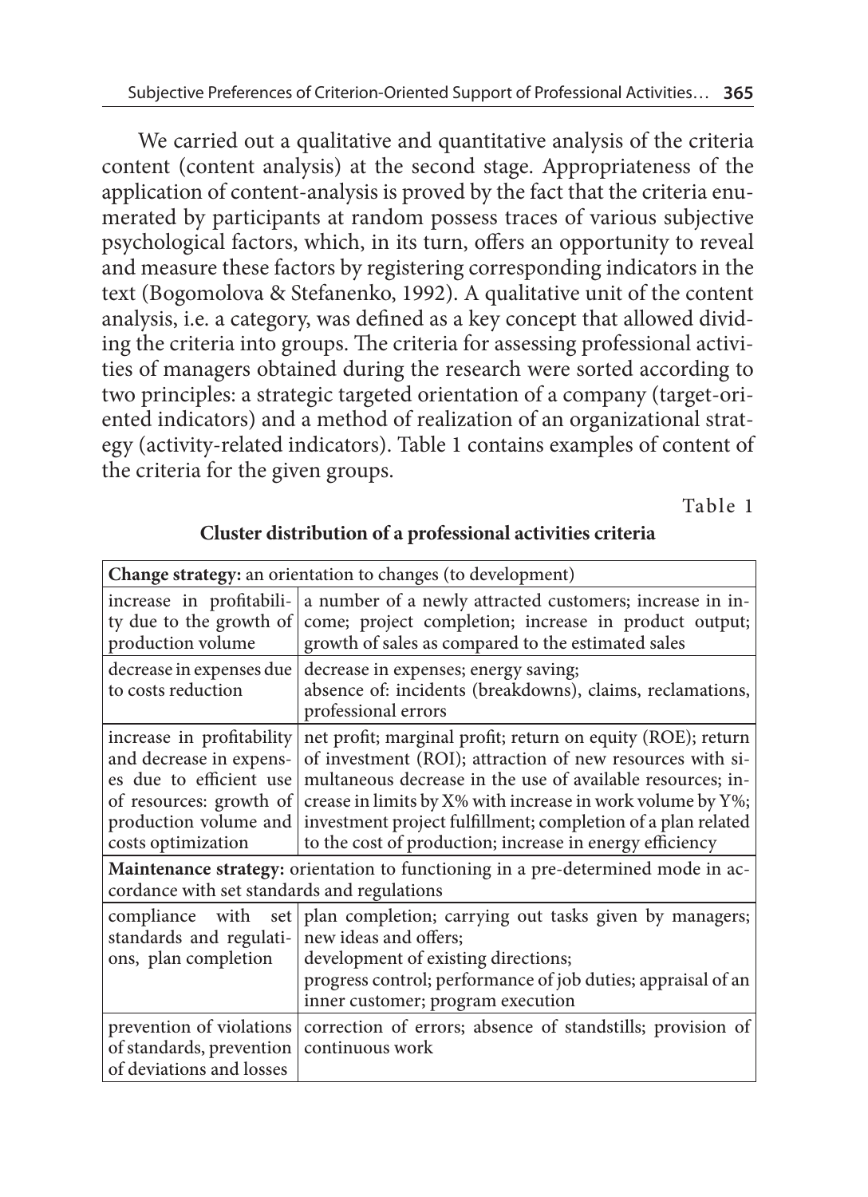We carried out a qualitative and quantitative analysis of the criteria content (content analysis) at the second stage. Appropriateness of the application of content-analysis is proved by the fact that the criteria enumerated by participants at random possess traces of various subjective psychological factors, which, in its turn, offers an opportunity to reveal and measure these factors by registering corresponding indicators in the text (Bogomolova & Stefanenko, 1992). A qualitative unit of the content analysis, i.e. a category, was defined as a key concept that allowed dividing the criteria into groups. The criteria for assessing professional activities of managers obtained during the research were sorted according to two principles: a strategic targeted orientation of a company (target-oriented indicators) and a method of realization of an organizational strategy (activity-related indicators). Table 1 contains examples of content of the criteria for the given groups.

Table 1

**Cluster distribution of a professional activities criteria**

| **Change strategy:** an orientation to changes (to development) | |
|---|---|
| increase in profitability due to the growth of production volume | a number of a newly attracted customers; increase in income; project completion; increase in product output; growth of sales as compared to the estimated sales |
| decrease in expenses due to costs reduction | decrease in expenses; energy saving; absence of: incidents (breakdowns), claims, reclamations, professional errors |
| increase in profitability and decrease in expenses due to efficient use of resources: growth of production volume and costs optimization | net profit; marginal profit; return on equity (ROE); return of investment (ROI); attraction of new resources with simultaneous decrease in the use of available resources; increase in limits by X% with increase in work volume by Y%; investment project fulfillment; completion of a plan related to the cost of production; increase in energy efficiency |
| **Maintenance strategy:** orientation to functioning in a pre-determined mode in accordance with set standards and regulations | |
| compliance with set standards and regulations, plan completion | plan completion; carrying out tasks given by managers; new ideas and offers; development of existing directions; progress control; performance of job duties; appraisal of an inner customer; program execution |
| prevention of violations of standards, prevention of deviations and losses | correction of errors; absence of standstills; provision of continuous work |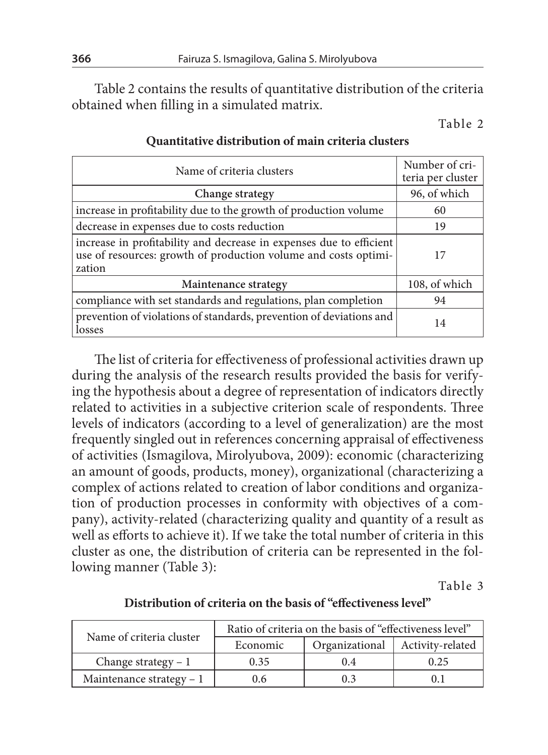Table 2 contains the results of quantitative distribution of the criteria obtained when filling in a simulated matrix.

Table 2

**Quantitative distribution of main criteria clusters**

| Name of criteria clusters | Number of criteria per cluster |
|---|---|
| **Change strategy** | 96, of which |
| increase in profitability due to the growth of production volume | 60 |
| decrease in expenses due to costs reduction | 19 |
| increase in profitability and decrease in expenses due to efficient use of resources: growth of production volume and costs optimization | 17 |
| **Maintenance strategy** | 108, of which |
| compliance with set standards and regulations, plan completion | 94 |
| prevention of violations of standards, prevention of deviations and losses | 14 |

The list of criteria for effectiveness of professional activities drawn up during the analysis of the research results provided the basis for verifying the hypothesis about a degree of representation of indicators directly related to activities in a subjective criterion scale of respondents. Three levels of indicators (according to a level of generalization) are the most frequently singled out in references concerning appraisal of effectiveness of activities (Ismagilova, Mirolyubova, 2009): economic (characterizing an amount of goods, products, money), organizational (characterizing a complex of actions related to creation of labor conditions and organization of production processes in conformity with objectives of a company), activity-related (characterizing quality and quantity of a result as well as efforts to achieve it). If we take the total number of criteria in this cluster as one, the distribution of criteria can be represented in the following manner (Table 3):

Table 3

**Distribution of criteria on the basis of "effectiveness level"**

| Name of criteria cluster | Ratio of criteria on the basis of "effectiveness level" | | |
|---|---|---|---|
| | Economic | Organizational | Activity-related |
| Change strategy – 1 | 0.35 | 0.4 | 0.25 |
| Maintenance strategy – 1 | 0.6 | 0.3 | 0.1 |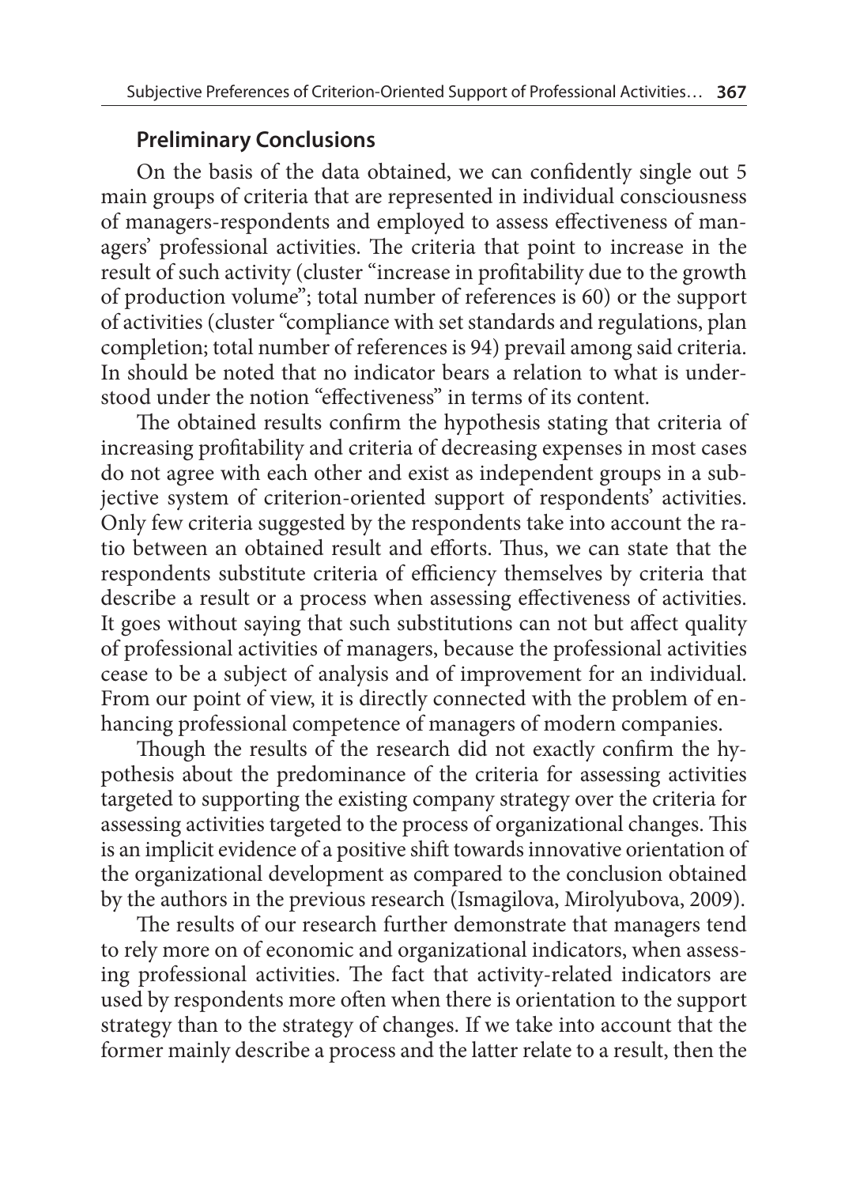## Preliminary Conclusions

On the basis of the data obtained, we can confidently single out 5 main groups of criteria that are represented in individual consciousness of managers-respondents and employed to assess effectiveness of managers' professional activities. The criteria that point to increase in the result of such activity (cluster "increase in profitability due to the growth of production volume"; total number of references is 60) or the support of activities (cluster "compliance with set standards and regulations, plan completion; total number of references is 94) prevail among said criteria. In should be noted that no indicator bears a relation to what is understood under the notion "effectiveness" in terms of its content.

The obtained results confirm the hypothesis stating that criteria of increasing profitability and criteria of decreasing expenses in most cases do not agree with each other and exist as independent groups in a subjective system of criterion-oriented support of respondents' activities. Only few criteria suggested by the respondents take into account the ratio between an obtained result and efforts. Thus, we can state that the respondents substitute criteria of efficiency themselves by criteria that describe a result or a process when assessing effectiveness of activities. It goes without saying that such substitutions can not but affect quality of professional activities of managers, because the professional activities cease to be a subject of analysis and of improvement for an individual. From our point of view, it is directly connected with the problem of enhancing professional competence of managers of modern companies.

Though the results of the research did not exactly confirm the hypothesis about the predominance of the criteria for assessing activities targeted to supporting the existing company strategy over the criteria for assessing activities targeted to the process of organizational changes. This is an implicit evidence of a positive shift towards innovative orientation of the organizational development as compared to the conclusion obtained by the authors in the previous research (Ismagilova, Mirolyubova, 2009).

The results of our research further demonstrate that managers tend to rely more on of economic and organizational indicators, when assessing professional activities. The fact that activity-related indicators are used by respondents more often when there is orientation to the support strategy than to the strategy of changes. If we take into account that the former mainly describe a process and the latter relate to a result, then the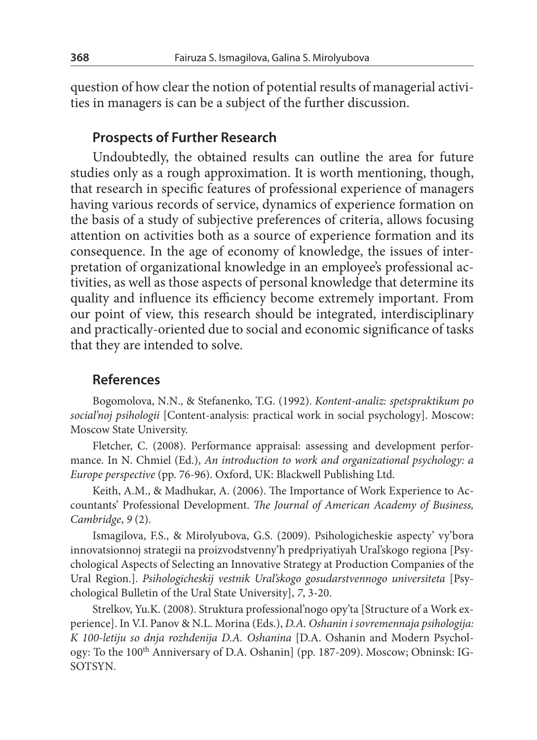question of how clear the notion of potential results of managerial activities in managers is can be a subject of the further discussion.

## Prospects of Further Research

Undoubtedly, the obtained results can outline the area for future studies only as a rough approximation. It is worth mentioning, though, that research in specific features of professional experience of managers having various records of service, dynamics of experience formation on the basis of a study of subjective preferences of criteria, allows focusing attention on activities both as a source of experience formation and its consequence. In the age of economy of knowledge, the issues of interpretation of organizational knowledge in an employee's professional activities, as well as those aspects of personal knowledge that determine its quality and influence its efficiency become extremely important. From our point of view, this research should be integrated, interdisciplinary and practically-oriented due to social and economic significance of tasks that they are intended to solve.

## References

Bogomolova, N.N., & Stefanenko, T.G. (1992). *Kontent-analiz: spetspraktikum po social'noj psihologii* [Content-analysis: practical work in social psychology]. Moscow: Moscow State University.

Fletcher, C. (2008). Performance appraisal: assessing and development performance. In N. Chmiel (Ed.), *An introduction to work and organizational psychology: a Europe perspective* (pp. 76-96). Oxford, UK: Blackwell Publishing Ltd.

Keith, A.M., & Madhukar, A. (2006). The Importance of Work Experience to Accountants' Professional Development. *The Journal of American Academy of Business, Cambridge*, *9* (2).

Ismagilova, F.S., & Mirolyubova, G.S. (2009). Psihologicheskie aspecty' vy'bora innovatsionnoj strategii na proizvodstvenny'h predpriyatiyah Ural'skogo regiona [Psychological Aspects of Selecting an Innovative Strategy at Production Companies of the Ural Region.]. *Psihologicheskij vestnik Ural'skogo gosudarstvennogo universiteta* [Psychological Bulletin of the Ural State University], *7*, 3-20.

Strelkov, Yu.K. (2008). Struktura professional'nogo opy'ta [Structure of a Work experience]. In V.I. Panov & N.L. Morina (Eds.), *D.A. Oshanin i sovremennaja psihologija: K 100-letiju so dnja rozhdenija D.A. Oshanina* [D.A. Oshanin and Modern Psychology: To the 100th Anniversary of D.A. Oshanin] (pp. 187-209). Moscow; Obninsk: IG-SOTSYN.